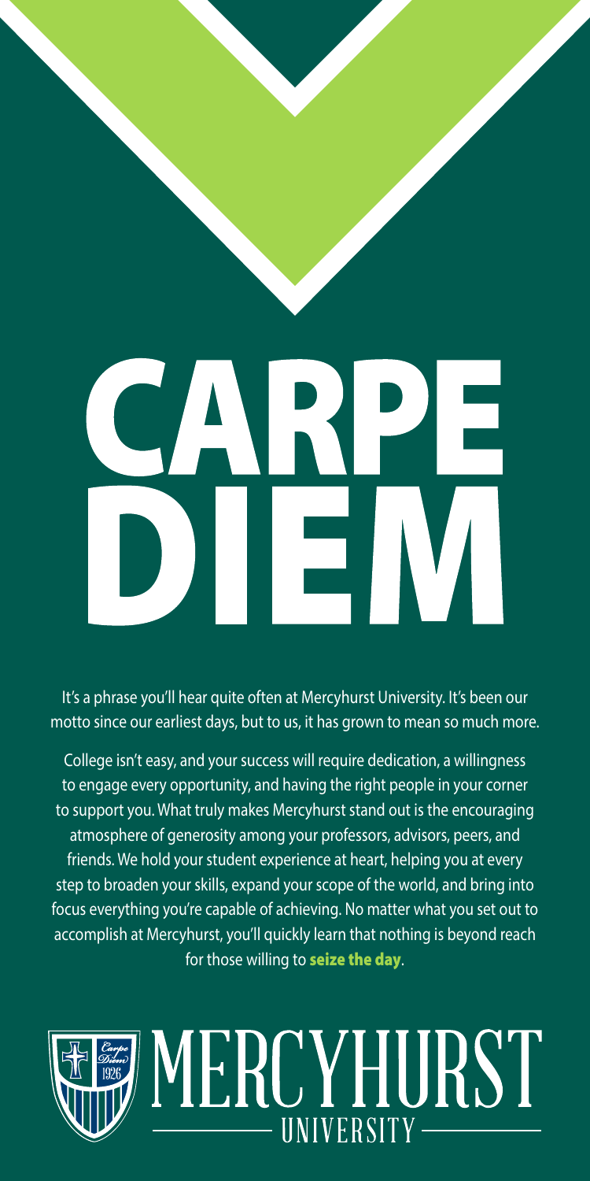# CARPE DIEM

It's a phrase you'll hear quite often at Mercyhurst University. It's been our motto since our earliest days, but to us, it has grown to mean so much more.

College isn't easy, and your success will require dedication, a willingness to engage every opportunity, and having the right people in your corner to support you. What truly makes Mercyhurst stand out is the encouraging atmosphere of generosity among your professors, advisors, peers, and friends. We hold your student experience at heart, helping you at every step to broaden your skills, expand your scope of the world, and bring into focus everything you're capable of achieving. No matter what you set out to accomplish at Mercyhurst, you'll quickly learn that nothing is beyond reach for those willing to **seize the day**.

MERCYHURST UNIVERSITY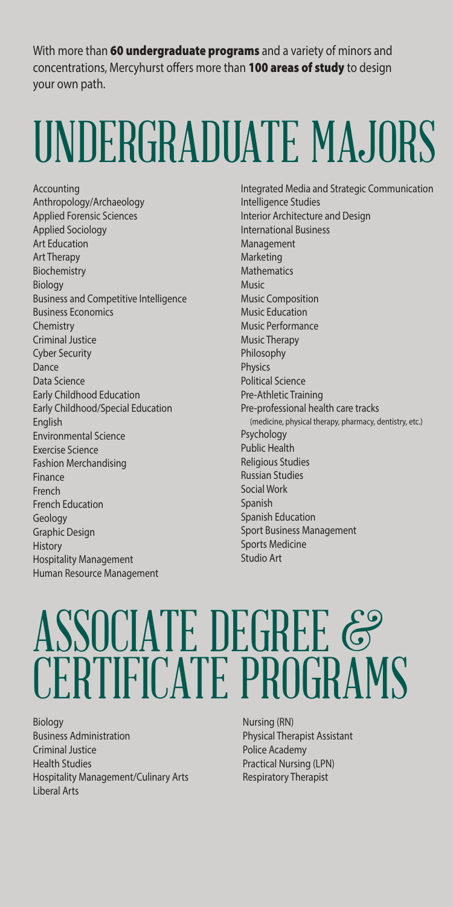With more than **60 undergraduate programs** and a variety of minors and concentrations, Mercyhurst offers more than **100 areas of study** to design your own path.

# UNDERGRADUATE MAJORS

- Accounting
- Anthropology/Archaeology
- Applied Forensic Sciences
- Applied Sociology
- Art Education
- Art Therapy
- Biochemistry
- Biology
- Business and Competitive Intelligence
- Business Economics
- Chemistry
- Criminal Justice
- Cyber Security
- Dance
- Data Science
- Early Childhood Education
- Early Childhood/Special Education
- English
- Environmental Science
- Exercise Science
- Fashion Merchandising
- Finance
- French
- French Education
- Geology
- Graphic Design
- History
- Hospitality Management
- Human Resource Management
- Integrated Media and Strategic Communication
- Intelligence Studies
- Interior Architecture and Design
- International Business
- Management
- Marketing
- Mathematics
- Music
- Music Composition
- Music Education
- Music Performance
- Music Therapy
- Philosophy
- Physics
- Political Science
- Pre-Athletic Training
- Pre-professional health care tracks (medicine, physical therapy, pharmacy, dentistry, etc.)
- Psychology
- Public Health
- Religious Studies
- Russian Studies
- Social Work
- Spanish
- Spanish Education
- Sport Business Management
- Sports Medicine
- Studio Art

# ASSOCIATE DEGREE & CERTIFICATE PROGRAMS

- Biology
- Business Administration
- Criminal Justice
- Health Studies
- Hospitality Management/Culinary Arts
- Liberal Arts
- Nursing (RN)
- Physical Therapist Assistant
- Police Academy
- Practical Nursing (LPN)
- Respiratory Therapist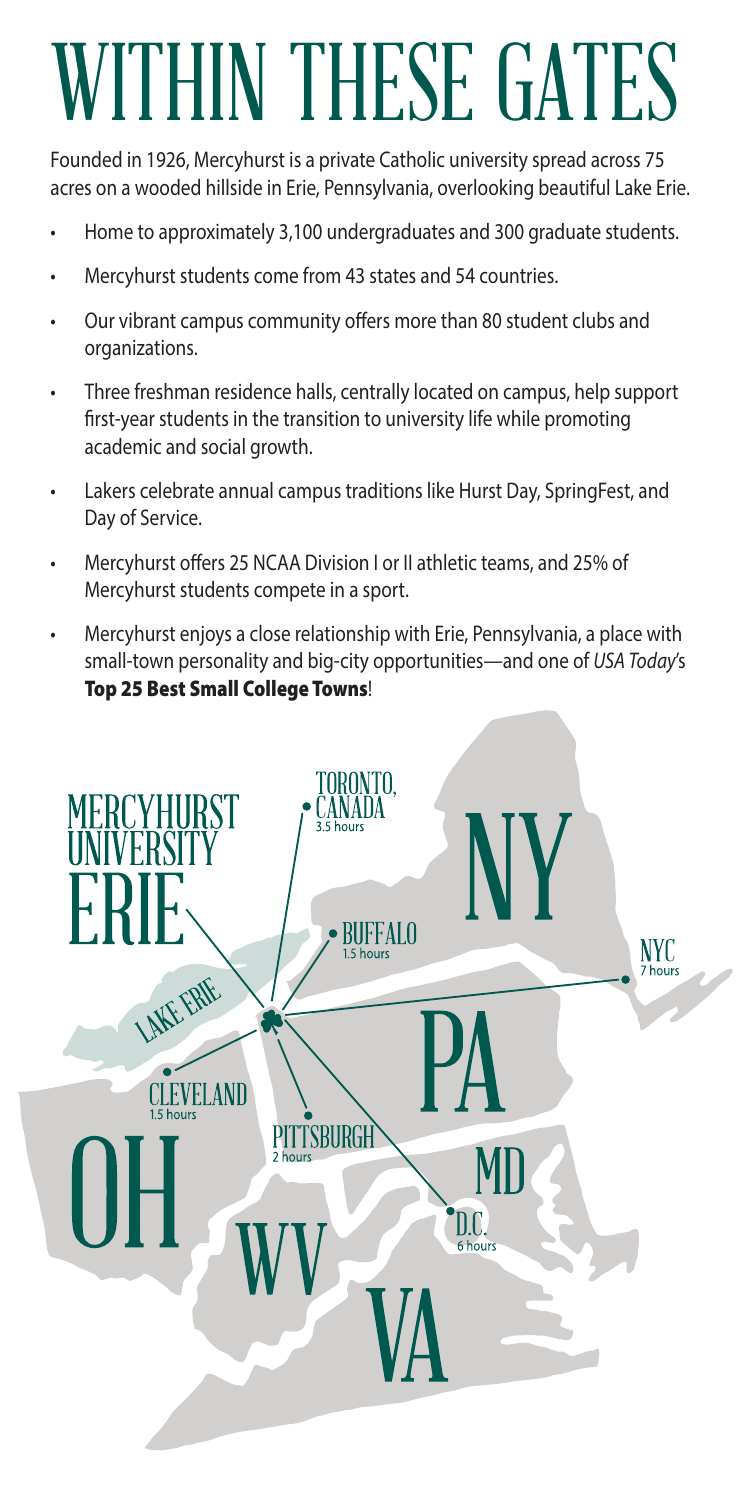# WITHIN THESE GATES

Founded in 1926, Mercyhurst is a private Catholic university spread across 75 acres on a wooded hillside in Erie, Pennsylvania, overlooking beautiful Lake Erie.

- Home to approximately 3,100 undergraduates and 300 graduate students.
- Mercyhurst students come from 43 states and 54 countries.
- Our vibrant campus community offers more than 80 student clubs and organizations.
- Three freshman residence halls, centrally located on campus, help support first-year students in the transition to university life while promoting academic and social growth.
- Lakers celebrate annual campus traditions like Hurst Day, SpringFest, and Day of Service.
- Mercyhurst offers 25 NCAA Division I or II athletic teams, and 25% of Mercyhurst students compete in a sport.
- Mercyhurst enjoys a close relationship with Erie, Pennsylvania, a place with small-town personality and big-city opportunities—and one of *USA Today*'s **Top 25 Best Small College Towns**!

MERCYHURST UNIVERSITY ERIE

LAKE ERIE

TORONTO, CANADA 3.5 hours

BUFFALO 1.5 hours

NYC 7 hours

CLEVELAND 1.5 hours

PITTSBURGH 2 hours

D.C. 6 hours

NY PA OH WV MD VA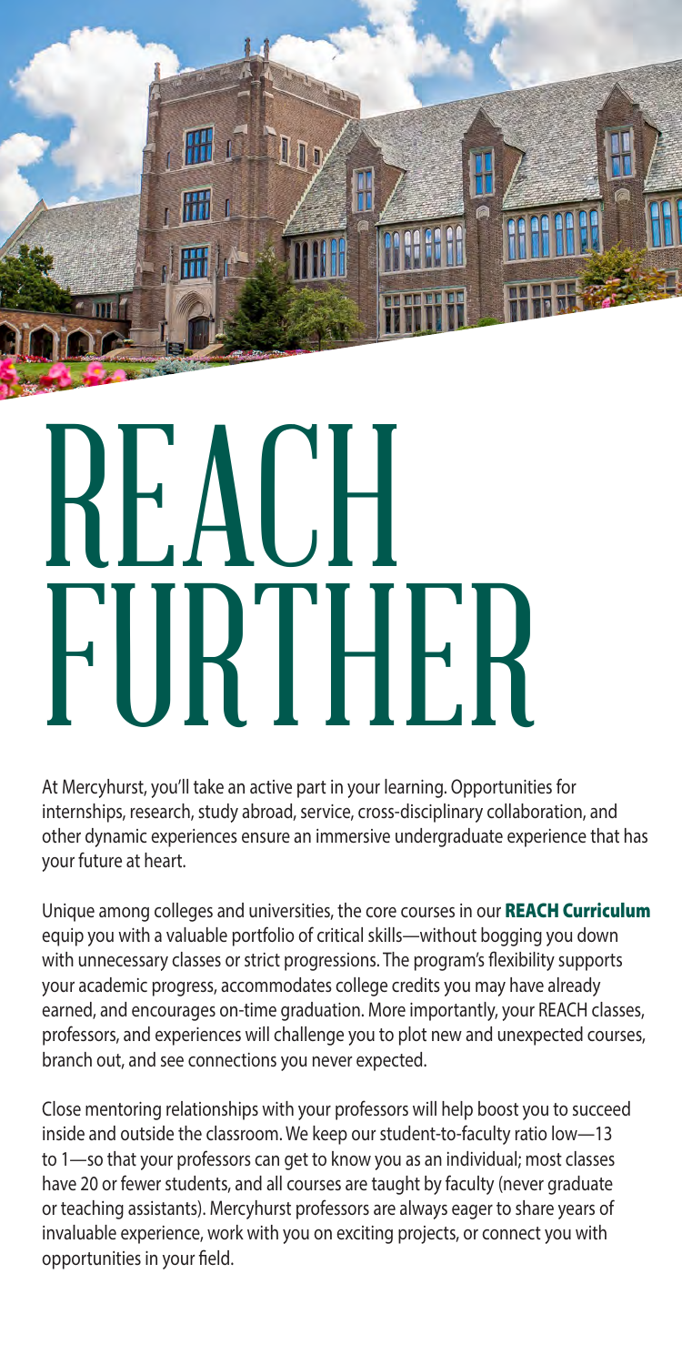# REACH FURTHER

At Mercyhurst, you'll take an active part in your learning. Opportunities for internships, research, study abroad, service, cross-disciplinary collaboration, and other dynamic experiences ensure an immersive undergraduate experience that has your future at heart.

Unique among colleges and universities, the core courses in our **REACH Curriculum** equip you with a valuable portfolio of critical skills—without bogging you down with unnecessary classes or strict progressions. The program's flexibility supports your academic progress, accommodates college credits you may have already earned, and encourages on-time graduation. More importantly, your REACH classes, professors, and experiences will challenge you to plot new and unexpected courses, branch out, and see connections you never expected.

Close mentoring relationships with your professors will help boost you to succeed inside and outside the classroom. We keep our student-to-faculty ratio low—13 to 1—so that your professors can get to know you as an individual; most classes have 20 or fewer students, and all courses are taught by faculty (never graduate or teaching assistants). Mercyhurst professors are always eager to share years of invaluable experience, work with you on exciting projects, or connect you with opportunities in your field.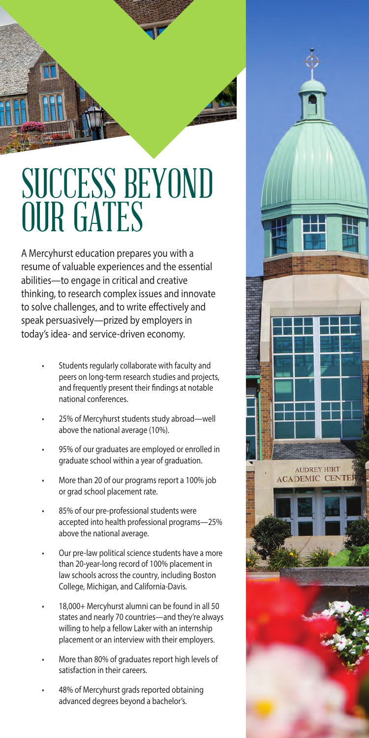# SUCCESS BEYOND OUR GATES

A Mercyhurst education prepares you with a resume of valuable experiences and the essential abilities—to engage in critical and creative thinking, to research complex issues and innovate to solve challenges, and to write effectively and speak persuasively—prized by employers in today's idea- and service-driven economy.

- Students regularly collaborate with faculty and peers on long-term research studies and projects, and frequently present their findings at notable national conferences.
- 25% of Mercyhurst students study abroad—well above the national average (10%).
- 95% of our graduates are employed or enrolled in graduate school within a year of graduation.
- More than 20 of our programs report a 100% job or grad school placement rate.
- 85% of our pre-professional students were accepted into health professional programs—25% above the national average.
- Our pre-law political science students have a more than 20-year-long record of 100% placement in law schools across the country, including Boston College, Michigan, and California-Davis.
- 18,000+ Mercyhurst alumni can be found in all 50 states and nearly 70 countries—and they're always willing to help a fellow Laker with an internship placement or an interview with their employers.
- More than 80% of graduates report high levels of satisfaction in their careers.
- 48% of Mercyhurst grads reported obtaining advanced degrees beyond a bachelor's.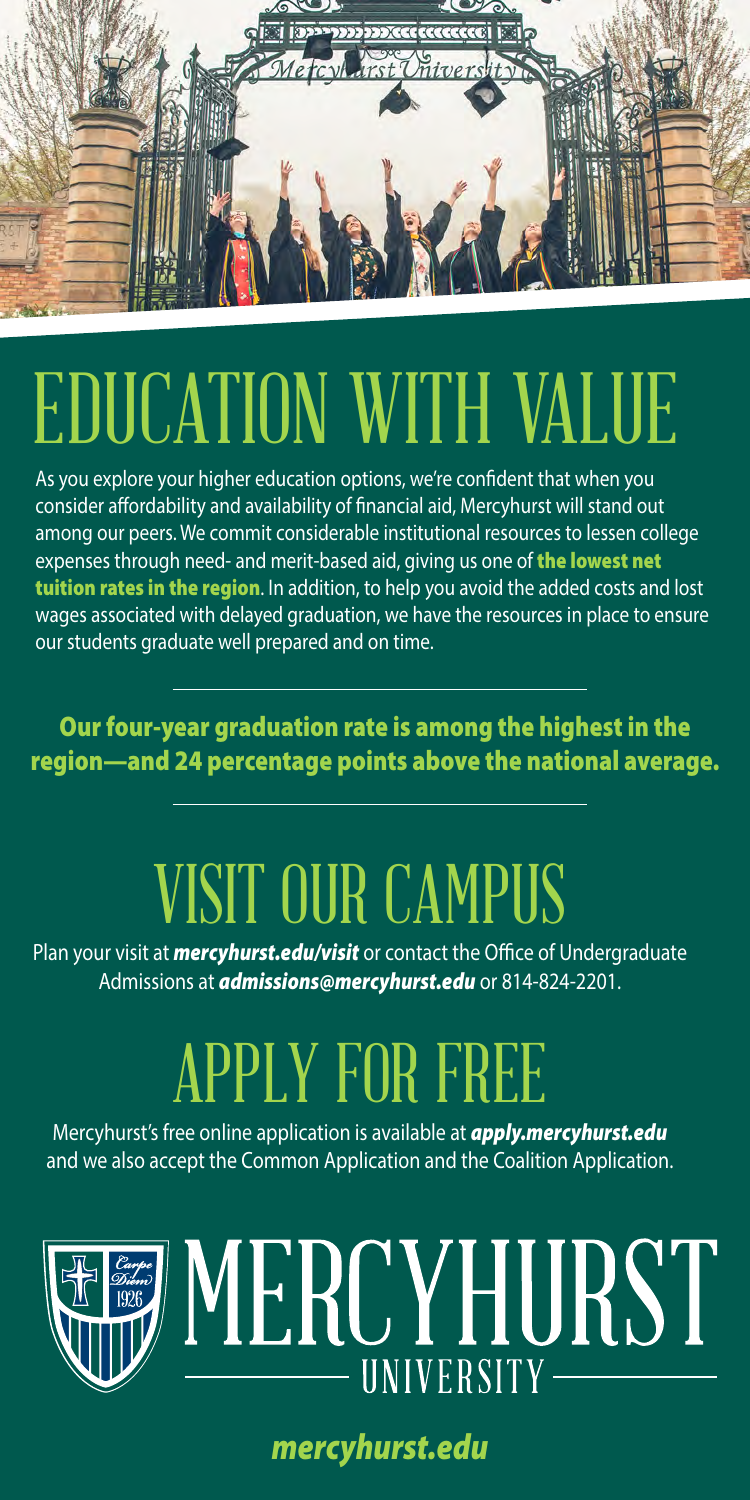# EDUCATION WITH VALUE

As you explore your higher education options, we're confident that when you consider affordability and availability of financial aid, Mercyhurst will stand out among our peers. We commit considerable institutional resources to lessen college expenses through need- and merit-based aid, giving us one of **the lowest net tuition rates in the region**. In addition, to help you avoid the added costs and lost wages associated with delayed graduation, we have the resources in place to ensure our students graduate well prepared and on time.

**Our four-year graduation rate is among the highest in the region—and 24 percentage points above the national average.**

# VISIT OUR CAMPUS

Plan your visit at ***mercyhurst.edu/visit*** or contact the Office of Undergraduate Admissions at ***admissions@mercyhurst.edu*** or 814-824-2201.

# APPLY FOR FREE

Mercyhurst's free online application is available at ***apply.mercyhurst.edu*** and we also accept the Common Application and the Coalition Application.

Carpe Diem 1926

MERCYHURST UNIVERSITY

***mercyhurst.edu***